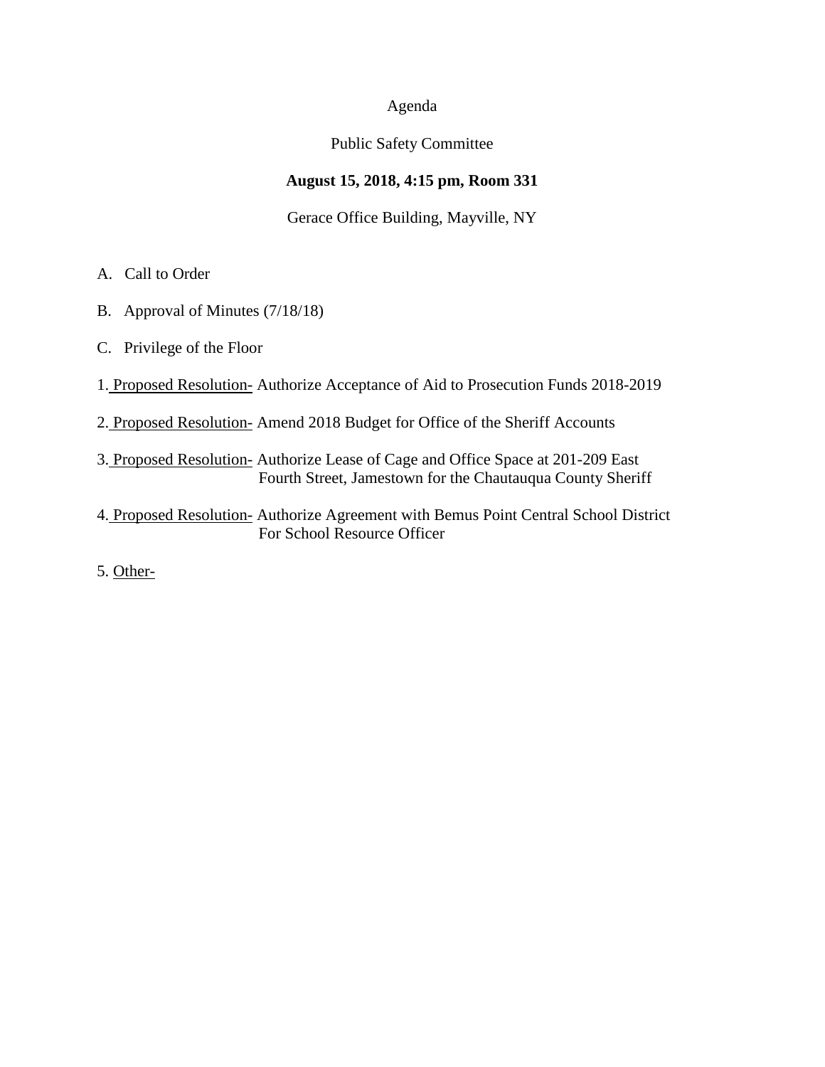Agenda

Public Safety Committee

**August 15, 2018, 4:15 pm, Room 331**

Gerace Office Building, Mayville, NY

A. Call to Order

B. Approval of Minutes (7/18/18)

C. Privilege of the Floor

1. Proposed Resolution- Authorize Acceptance of Aid to Prosecution Funds 2018-2019

2. Proposed Resolution- Amend 2018 Budget for Office of the Sheriff Accounts

3. Proposed Resolution- Authorize Lease of Cage and Office Space at 201-209 East Fourth Street, Jamestown for the Chautauqua County Sheriff

4. Proposed Resolution- Authorize Agreement with Bemus Point Central School District For School Resource Officer

5. Other-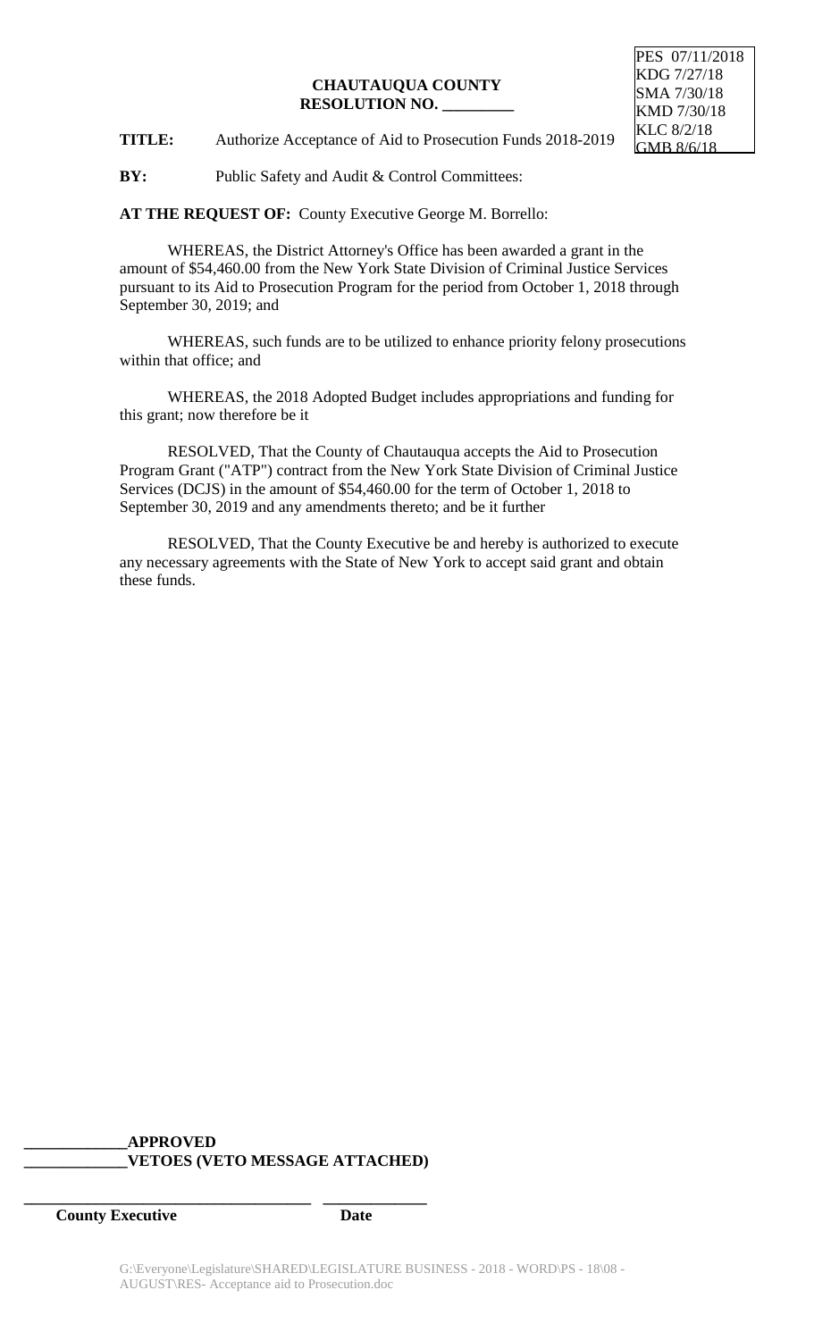PES 07/11/2018
KDG 7/27/18
SMA 7/30/18
KMD 7/30/18
KLC 8/2/18
GMB 8/6/18

**CHAUTAUQUA COUNTY**
**RESOLUTION NO. _________**

**TITLE:** Authorize Acceptance of Aid to Prosecution Funds 2018-2019

**BY:** Public Safety and Audit & Control Committees:

**AT THE REQUEST OF:** County Executive George M. Borrello:

WHEREAS, the District Attorney's Office has been awarded a grant in the amount of $54,460.00 from the New York State Division of Criminal Justice Services pursuant to its Aid to Prosecution Program for the period from October 1, 2018 through September 30, 2019; and

WHEREAS, such funds are to be utilized to enhance priority felony prosecutions within that office; and

WHEREAS, the 2018 Adopted Budget includes appropriations and funding for this grant; now therefore be it

RESOLVED, That the County of Chautauqua accepts the Aid to Prosecution Program Grant ("ATP") contract from the New York State Division of Criminal Justice Services (DCJS) in the amount of $54,460.00 for the term of October 1, 2018 to September 30, 2019 and any amendments thereto; and be it further

RESOLVED, That the County Executive be and hereby is authorized to execute any necessary agreements with the State of New York to accept said grant and obtain these funds.

**_____________APPROVED**
**_____________VETOES (VETO MESSAGE ATTACHED)**

**____________________________________ _____________**
**County Executive Date**

G:\Everyone\Legislature\SHARED\LEGISLATURE BUSINESS - 2018 - WORD\PS - 18\08 - AUGUST\RES- Acceptance aid to Prosecution.doc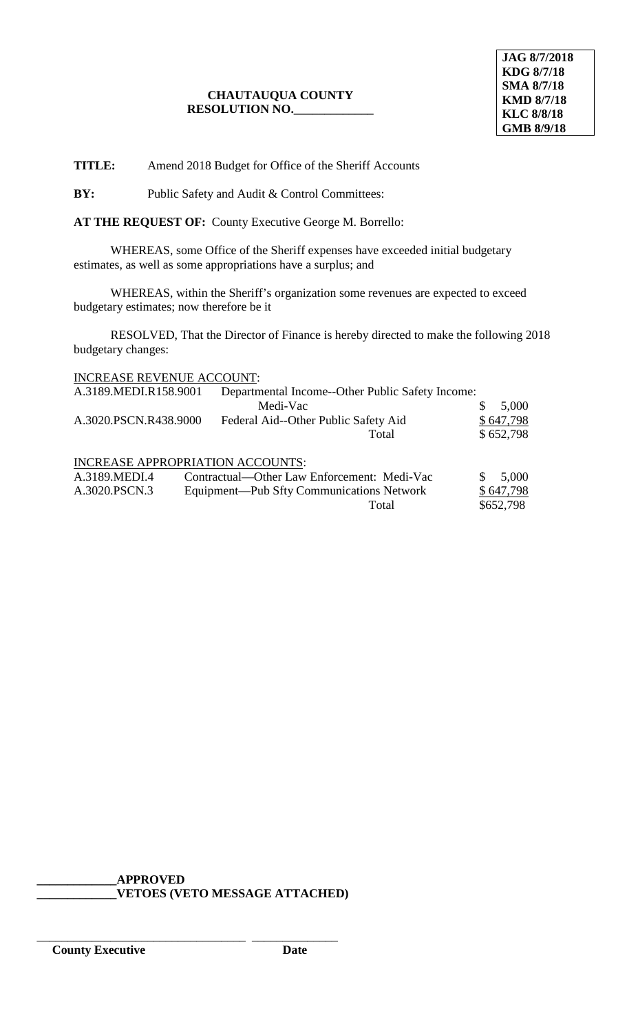**JAG 8/7/2018**
**KDG 8/7/18**
**SMA 8/7/18**
**KMD 8/7/18**
**KLC 8/8/18**
**GMB 8/9/18**

**CHAUTAUQUA COUNTY**
**RESOLUTION NO.\_\_\_\_\_\_\_\_\_\_\_\_\_**

**TITLE:** Amend 2018 Budget for Office of the Sheriff Accounts

**BY:** Public Safety and Audit & Control Committees:

**AT THE REQUEST OF:** County Executive George M. Borrello:

WHEREAS, some Office of the Sheriff expenses have exceeded initial budgetary estimates, as well as some appropriations have a surplus; and

WHEREAS, within the Sheriff's organization some revenues are expected to exceed budgetary estimates; now therefore be it

RESOLVED, That the Director of Finance is hereby directed to make the following 2018 budgetary changes:

INCREASE REVENUE ACCOUNT:

| Account | Description | Amount |
|---|---|---|
| A.3189.MEDI.R158.9001 | Departmental Income--Other Public Safety Income: Medi-Vac | $ 5,000 |
| A.3020.PSCN.R438.9000 | Federal Aid--Other Public Safety Aid | $ 647,798 |
| | Total | $ 652,798 |

INCREASE APPROPRIATION ACCOUNTS:

| Account | Description | Amount |
|---|---|---|
| A.3189.MEDI.4 | Contractual—Other Law Enforcement: Medi-Vac | $ 5,000 |
| A.3020.PSCN.3 | Equipment—Pub Sfty Communications Network | $ 647,798 |
| | Total | $652,798 |

**\_\_\_\_\_\_\_\_\_\_\_\_\_APPROVED**
**\_\_\_\_\_\_\_\_\_\_\_\_\_VETOES (VETO MESSAGE ATTACHED)**

\_\_\_\_\_\_\_\_\_\_\_\_\_\_\_\_\_\_\_\_\_\_\_\_\_\_\_\_\_\_\_\_\_\_ \_\_\_\_\_\_\_\_\_\_\_\_\_\_

**County Executive** **Date**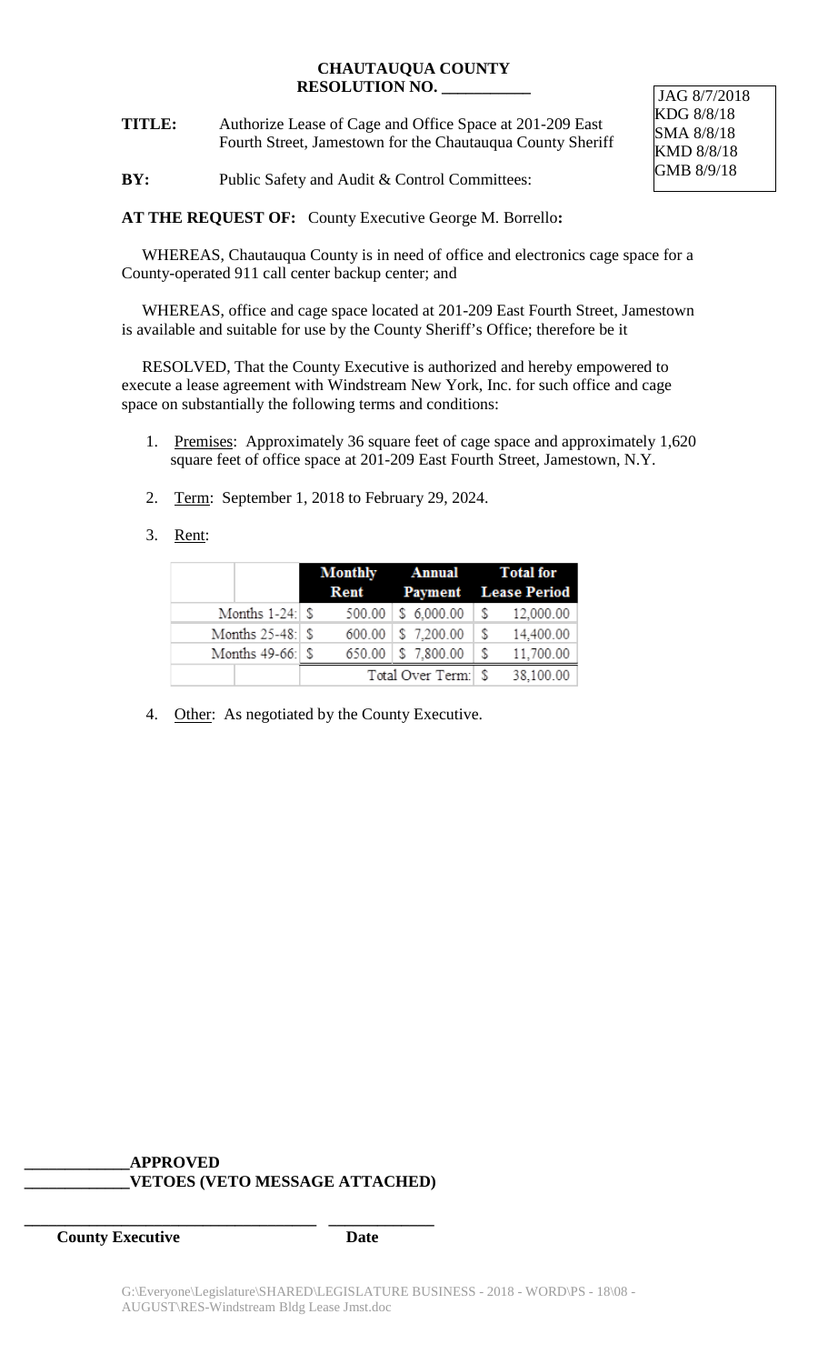**CHAUTAUQUA COUNTY**
**RESOLUTION NO. \_\_\_\_\_\_\_\_\_\_\_**

JAG 8/7/2018
KDG 8/8/18
SMA 8/8/18
KMD 8/8/18
GMB 8/9/18

**TITLE:** Authorize Lease of Cage and Office Space at 201-209 East Fourth Street, Jamestown for the Chautauqua County Sheriff

**BY:** Public Safety and Audit & Control Committees:

**AT THE REQUEST OF:** County Executive George M. Borrello**:**

WHEREAS, Chautauqua County is in need of office and electronics cage space for a County-operated 911 call center backup center; and

WHEREAS, office and cage space located at 201-209 East Fourth Street, Jamestown is available and suitable for use by the County Sheriff's Office; therefore be it

RESOLVED, That the County Executive is authorized and hereby empowered to execute a lease agreement with Windstream New York, Inc. for such office and cage space on substantially the following terms and conditions:

1. Premises: Approximately 36 square feet of cage space and approximately 1,620 square feet of office space at 201-209 East Fourth Street, Jamestown, N.Y.
2. Term: September 1, 2018 to February 29, 2024.
3. Rent:

| | Monthly Rent | Annual Payment | Total for Lease Period |
|---|---|---|---|
| Months 1-24: | $ 500.00 | $ 6,000.00 | $ 12,000.00 |
| Months 25-48: | $ 600.00 | $ 7,200.00 | $ 14,400.00 |
| Months 49-66: | $ 650.00 | $ 7,800.00 | $ 11,700.00 |
| | | Total Over Term: | $ 38,100.00 |

4. Other: As negotiated by the County Executive.

\_\_\_\_\_\_\_\_\_\_\_\_\_**APPROVED**
\_\_\_\_\_\_\_\_\_\_\_\_\_**VETOES (VETO MESSAGE ATTACHED)**

\_\_\_\_\_\_\_\_\_\_\_\_\_\_\_\_\_\_\_\_\_\_\_\_\_\_\_\_\_\_\_\_\_\_\_\_ \_\_\_\_\_\_\_\_\_\_\_\_\_
**County Executive** **Date**

G:\Everyone\Legislature\SHARED\LEGISLATURE BUSINESS - 2018 - WORD\PS - 18\08 - AUGUST\RES-Windstream Bldg Lease Jmst.doc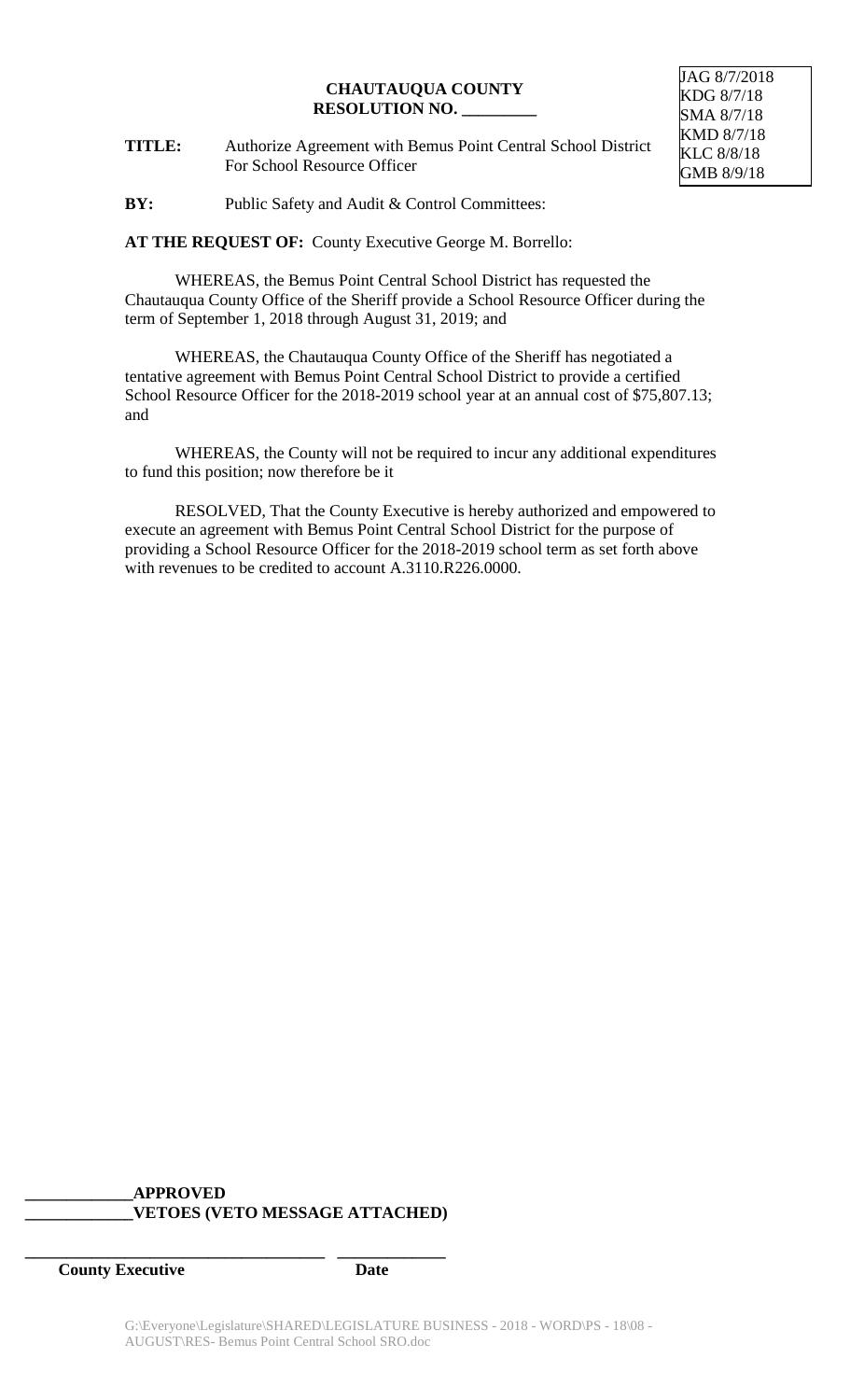**CHAUTAUQUA COUNTY**
**RESOLUTION NO. _________**

JAG 8/7/2018
KDG 8/7/18
SMA 8/7/18
KMD 8/7/18
KLC 8/8/18
GMB 8/9/18

**TITLE:** Authorize Agreement with Bemus Point Central School District For School Resource Officer

**BY:** Public Safety and Audit & Control Committees:

**AT THE REQUEST OF:** County Executive George M. Borrello:

WHEREAS, the Bemus Point Central School District has requested the Chautauqua County Office of the Sheriff provide a School Resource Officer during the term of September 1, 2018 through August 31, 2019; and

WHEREAS, the Chautauqua County Office of the Sheriff has negotiated a tentative agreement with Bemus Point Central School District to provide a certified School Resource Officer for the 2018-2019 school year at an annual cost of $75,807.13; and

WHEREAS, the County will not be required to incur any additional expenditures to fund this position; now therefore be it

RESOLVED, That the County Executive is hereby authorized and empowered to execute an agreement with Bemus Point Central School District for the purpose of providing a School Resource Officer for the 2018-2019 school term as set forth above with revenues to be credited to account A.3110.R226.0000.

**_____________APPROVED**
**_____________VETOES (VETO MESSAGE ATTACHED)**

_____________________________________ _____________
**County Executive** **Date**

G:\Everyone\Legislature\SHARED\LEGISLATURE BUSINESS - 2018 - WORD\PS - 18\08 - AUGUST\RES- Bemus Point Central School SRO.doc